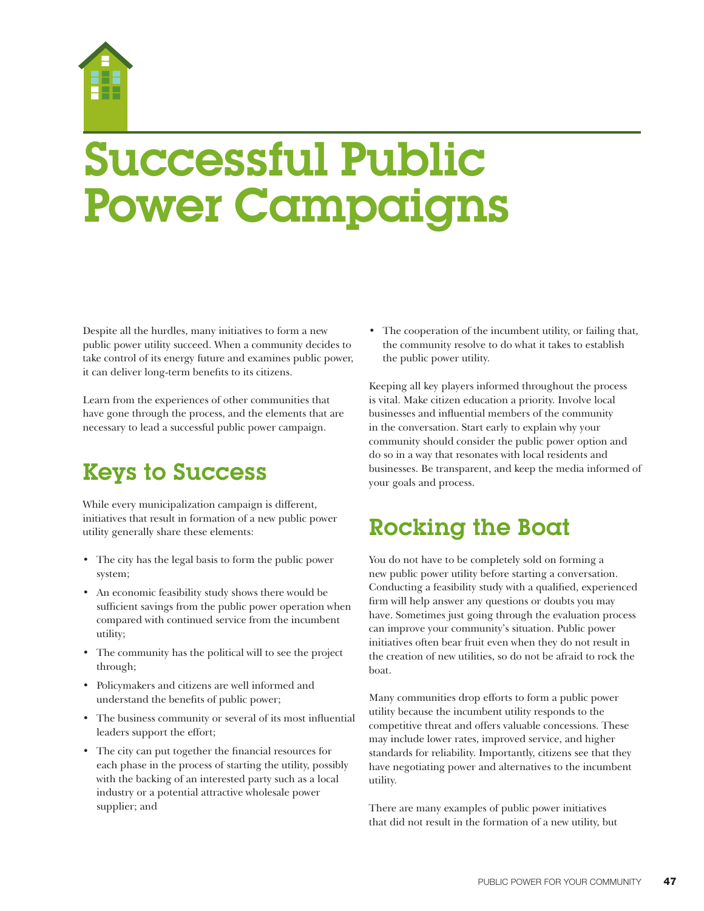# Successful Public Power Campaigns

Despite all the hurdles, many initiatives to form a new public power utility succeed. When a community decides to take control of its energy future and examines public power, it can deliver long-term benefits to its citizens.

Learn from the experiences of other communities that have gone through the process, and the elements that are necessary to lead a successful public power campaign.

## Keys to Success

While every municipalization campaign is different, initiatives that result in formation of a new public power utility generally share these elements:

- The city has the legal basis to form the public power system;
- An economic feasibility study shows there would be sufficient savings from the public power operation when compared with continued service from the incumbent utility;
- The community has the political will to see the project through;
- Policymakers and citizens are well informed and understand the benefits of public power;
- The business community or several of its most influential leaders support the effort;
- The city can put together the financial resources for each phase in the process of starting the utility, possibly with the backing of an interested party such as a local industry or a potential attractive wholesale power supplier; and
- The cooperation of the incumbent utility, or failing that, the community resolve to do what it takes to establish the public power utility.

Keeping all key players informed throughout the process is vital. Make citizen education a priority. Involve local businesses and influential members of the community in the conversation. Start early to explain why your community should consider the public power option and do so in a way that resonates with local residents and businesses. Be transparent, and keep the media informed of your goals and process.

## Rocking the Boat

You do not have to be completely sold on forming a new public power utility before starting a conversation. Conducting a feasibility study with a qualified, experienced firm will help answer any questions or doubts you may have. Sometimes just going through the evaluation process can improve your community's situation. Public power initiatives often bear fruit even when they do not result in the creation of new utilities, so do not be afraid to rock the boat.

Many communities drop efforts to form a public power utility because the incumbent utility responds to the competitive threat and offers valuable concessions. These may include lower rates, improved service, and higher standards for reliability. Importantly, citizens see that they have negotiating power and alternatives to the incumbent utility.

There are many examples of public power initiatives that did not result in the formation of a new utility, but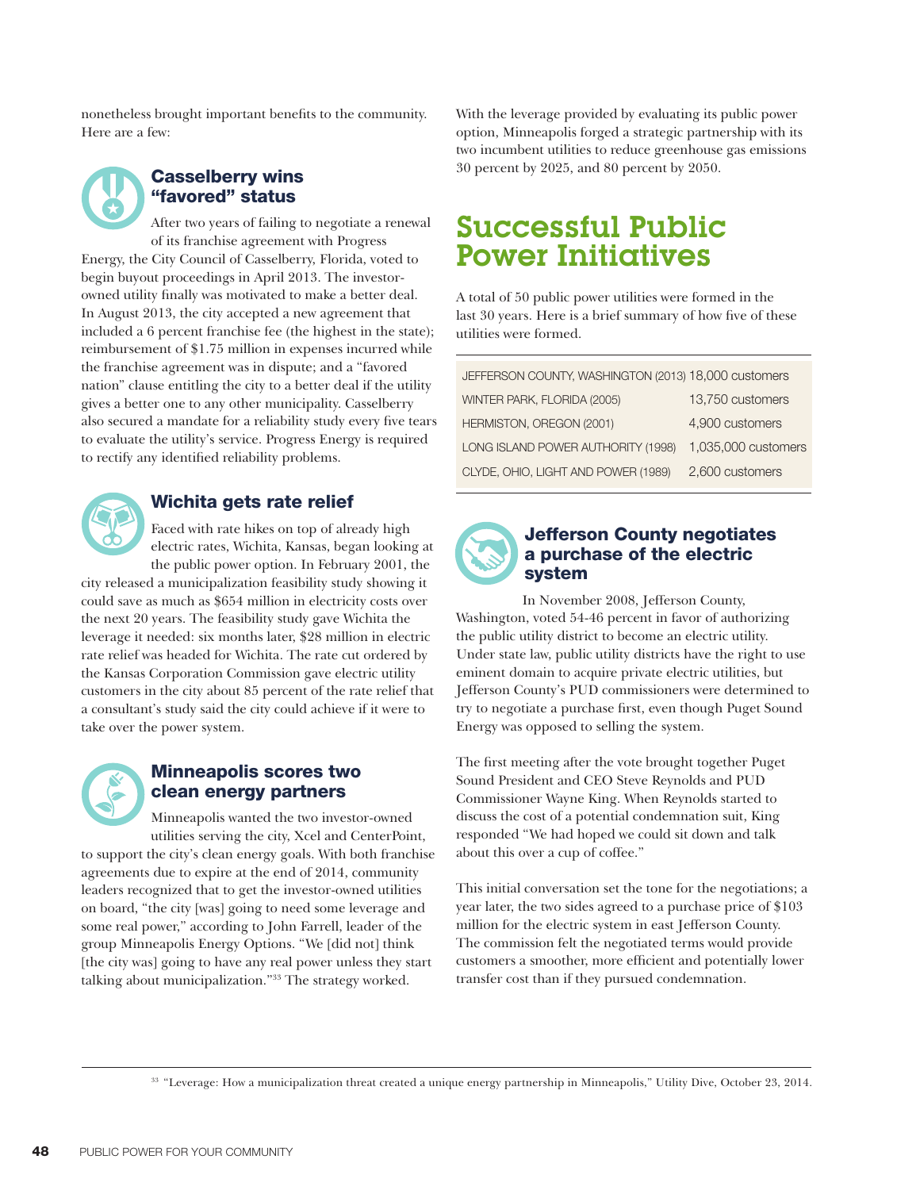nonetheless brought important benefits to the community. Here are a few:

### Casselberry wins "favored" status

After two years of failing to negotiate a renewal of its franchise agreement with Progress Energy, the City Council of Casselberry, Florida, voted to begin buyout proceedings in April 2013. The investor-owned utility finally was motivated to make a better deal. In August 2013, the city accepted a new agreement that included a 6 percent franchise fee (the highest in the state); reimbursement of $1.75 million in expenses incurred while the franchise agreement was in dispute; and a "favored nation" clause entitling the city to a better deal if the utility gives a better one to any other municipality. Casselberry also secured a mandate for a reliability study every five tears to evaluate the utility's service. Progress Energy is required to rectify any identified reliability problems.

### Wichita gets rate relief

Faced with rate hikes on top of already high electric rates, Wichita, Kansas, began looking at the public power option. In February 2001, the city released a municipalization feasibility study showing it could save as much as $654 million in electricity costs over the next 20 years. The feasibility study gave Wichita the leverage it needed: six months later, $28 million in electric rate relief was headed for Wichita. The rate cut ordered by the Kansas Corporation Commission gave electric utility customers in the city about 85 percent of the rate relief that a consultant's study said the city could achieve if it were to take over the power system.

### Minneapolis scores two clean energy partners

Minneapolis wanted the two investor-owned utilities serving the city, Xcel and CenterPoint, to support the city's clean energy goals. With both franchise agreements due to expire at the end of 2014, community leaders recognized that to get the investor-owned utilities on board, "the city [was] going to need some leverage and some real power," according to John Farrell, leader of the group Minneapolis Energy Options. "We [did not] think [the city was] going to have any real power unless they start talking about municipalization."[33] The strategy worked.

With the leverage provided by evaluating its public power option, Minneapolis forged a strategic partnership with its two incumbent utilities to reduce greenhouse gas emissions 30 percent by 2025, and 80 percent by 2050.

## Successful Public Power Initiatives

A total of 50 public power utilities were formed in the last 30 years. Here is a brief summary of how five of these utilities were formed.

| | |
|---|---|
| JEFFERSON COUNTY, WASHINGTON (2013) | 18,000 customers |
| WINTER PARK, FLORIDA (2005) | 13,750 customers |
| HERMISTON, OREGON (2001) | 4,900 customers |
| LONG ISLAND POWER AUTHORITY (1998) | 1,035,000 customers |
| CLYDE, OHIO, LIGHT AND POWER (1989) | 2,600 customers |

### Jefferson County negotiates a purchase of the electric system

In November 2008, Jefferson County, Washington, voted 54-46 percent in favor of authorizing the public utility district to become an electric utility. Under state law, public utility districts have the right to use eminent domain to acquire private electric utilities, but Jefferson County's PUD commissioners were determined to try to negotiate a purchase first, even though Puget Sound Energy was opposed to selling the system.

The first meeting after the vote brought together Puget Sound President and CEO Steve Reynolds and PUD Commissioner Wayne King. When Reynolds started to discuss the cost of a potential condemnation suit, King responded "We had hoped we could sit down and talk about this over a cup of coffee."

This initial conversation set the tone for the negotiations; a year later, the two sides agreed to a purchase price of $103 million for the electric system in east Jefferson County. The commission felt the negotiated terms would provide customers a smoother, more efficient and potentially lower transfer cost than if they pursued condemnation.

---

[33] "Leverage: How a municipalization threat created a unique energy partnership in Minneapolis," Utility Dive, October 23, 2014.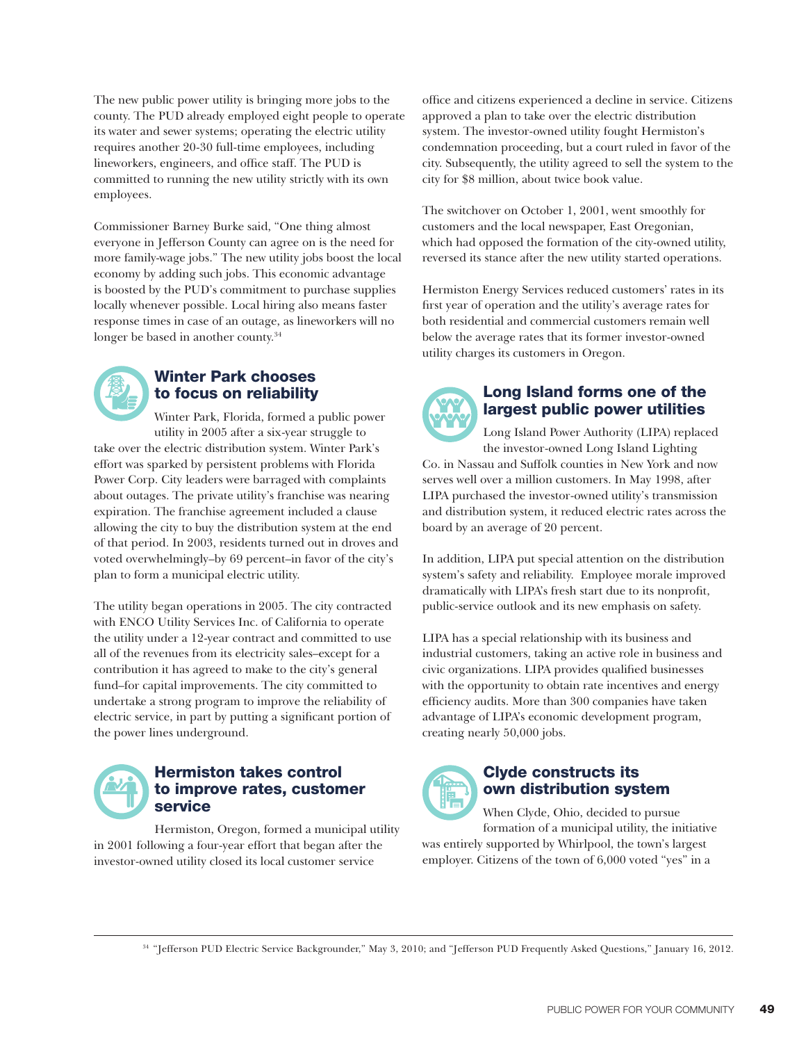The new public power utility is bringing more jobs to the county. The PUD already employed eight people to operate its water and sewer systems; operating the electric utility requires another 20-30 full-time employees, including lineworkers, engineers, and office staff. The PUD is committed to running the new utility strictly with its own employees.

Commissioner Barney Burke said, "One thing almost everyone in Jefferson County can agree on is the need for more family-wage jobs." The new utility jobs boost the local economy by adding such jobs. This economic advantage is boosted by the PUD's commitment to purchase supplies locally whenever possible. Local hiring also means faster response times in case of an outage, as lineworkers will no longer be based in another county.[34]

## Winter Park chooses to focus on reliability

Winter Park, Florida, formed a public power utility in 2005 after a six-year struggle to take over the electric distribution system. Winter Park's effort was sparked by persistent problems with Florida Power Corp. City leaders were barraged with complaints about outages. The private utility's franchise was nearing expiration. The franchise agreement included a clause allowing the city to buy the distribution system at the end of that period. In 2003, residents turned out in droves and voted overwhelmingly–by 69 percent–in favor of the city's plan to form a municipal electric utility.

The utility began operations in 2005. The city contracted with ENCO Utility Services Inc. of California to operate the utility under a 12-year contract and committed to use all of the revenues from its electricity sales–except for a contribution it has agreed to make to the city's general fund–for capital improvements. The city committed to undertake a strong program to improve the reliability of electric service, in part by putting a significant portion of the power lines underground.

## Hermiston takes control to improve rates, customer service

Hermiston, Oregon, formed a municipal utility in 2001 following a four-year effort that began after the investor-owned utility closed its local customer service office and citizens experienced a decline in service. Citizens approved a plan to take over the electric distribution system. The investor-owned utility fought Hermiston's condemnation proceeding, but a court ruled in favor of the city. Subsequently, the utility agreed to sell the system to the city for $8 million, about twice book value.

The switchover on October 1, 2001, went smoothly for customers and the local newspaper, East Oregonian, which had opposed the formation of the city-owned utility, reversed its stance after the new utility started operations.

Hermiston Energy Services reduced customers' rates in its first year of operation and the utility's average rates for both residential and commercial customers remain well below the average rates that its former investor-owned utility charges its customers in Oregon.

## Long Island forms one of the largest public power utilities

Long Island Power Authority (LIPA) replaced the investor-owned Long Island Lighting Co. in Nassau and Suffolk counties in New York and now serves well over a million customers. In May 1998, after LIPA purchased the investor-owned utility's transmission and distribution system, it reduced electric rates across the board by an average of 20 percent.

In addition, LIPA put special attention on the distribution system's safety and reliability. Employee morale improved dramatically with LIPA's fresh start due to its nonprofit, public-service outlook and its new emphasis on safety.

LIPA has a special relationship with its business and industrial customers, taking an active role in business and civic organizations. LIPA provides qualified businesses with the opportunity to obtain rate incentives and energy efficiency audits. More than 300 companies have taken advantage of LIPA's economic development program, creating nearly 50,000 jobs.

## Clyde constructs its own distribution system

When Clyde, Ohio, decided to pursue formation of a municipal utility, the initiative was entirely supported by Whirlpool, the town's largest employer. Citizens of the town of 6,000 voted "yes" in a

---

[34] "Jefferson PUD Electric Service Backgrounder," May 3, 2010; and "Jefferson PUD Frequently Asked Questions," January 16, 2012.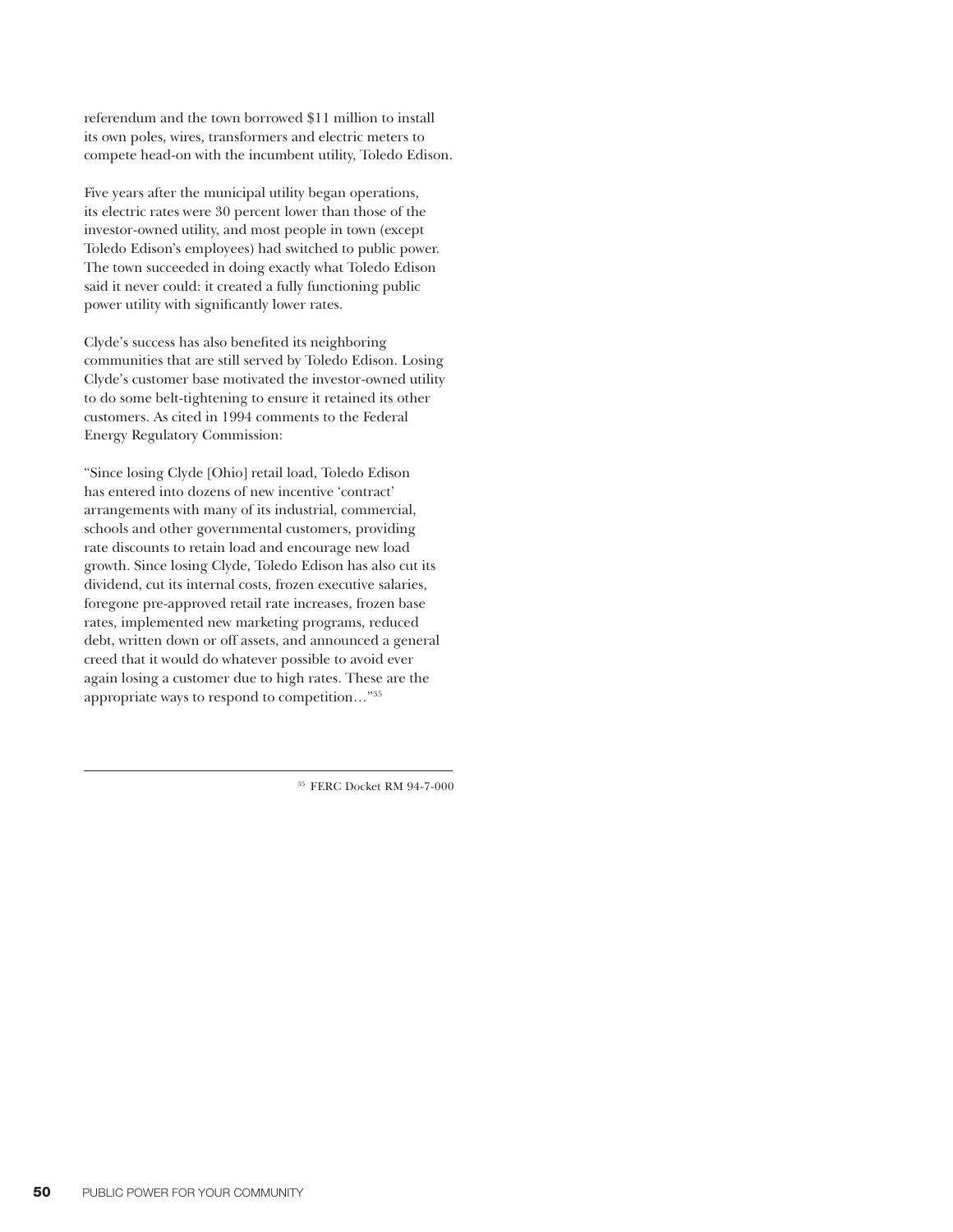referendum and the town borrowed $11 million to install its own poles, wires, transformers and electric meters to compete head-on with the incumbent utility, Toledo Edison.

Five years after the municipal utility began operations, its electric rates were 30 percent lower than those of the investor-owned utility, and most people in town (except Toledo Edison's employees) had switched to public power. The town succeeded in doing exactly what Toledo Edison said it never could: it created a fully functioning public power utility with significantly lower rates.

Clyde's success has also benefited its neighboring communities that are still served by Toledo Edison. Losing Clyde's customer base motivated the investor-owned utility to do some belt-tightening to ensure it retained its other customers. As cited in 1994 comments to the Federal Energy Regulatory Commission:

"Since losing Clyde [Ohio] retail load, Toledo Edison has entered into dozens of new incentive 'contract' arrangements with many of its industrial, commercial, schools and other governmental customers, providing rate discounts to retain load and encourage new load growth. Since losing Clyde, Toledo Edison has also cut its dividend, cut its internal costs, frozen executive salaries, foregone pre-approved retail rate increases, frozen base rates, implemented new marketing programs, reduced debt, written down or off assets, and announced a general creed that it would do whatever possible to avoid ever again losing a customer due to high rates. These are the appropriate ways to respond to competition…"[35]

---

[35] FERC Docket RM 94-7-000